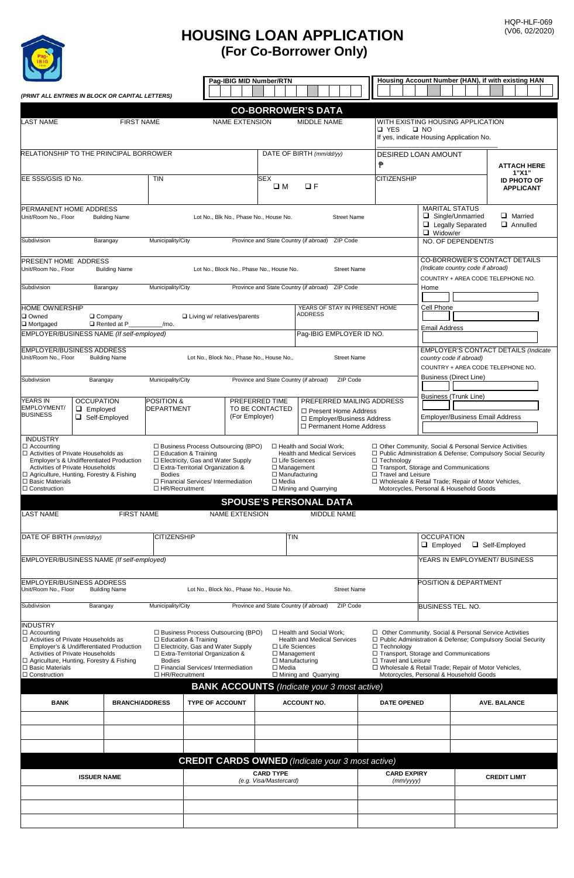HQP-HLF-069
(V06, 02/2020)

# HOUSING LOAN APPLICATION
## (For Co-Borrower Only)

*(PRINT ALL ENTRIES IN BLOCK OR CAPITAL LETTERS)*

**Pag-IBIG MID Number/RTN**

**Housing Account Number (HAN), if with existing HAN**

## CO-BORROWER'S DATA

| LAST NAME | FIRST NAME | NAME EXTENSION | MIDDLE NAME | WITH EXISTING HOUSING APPLICATION ☐ YES ☐ NO If yes, indicate Housing Application No. |
|---|---|---|---|---|
| | | | | |

RELATIONSHIP TO THE PRINCIPAL BORROWER

DATE OF BIRTH *(mm/dd/yy)*

DESIRED LOAN AMOUNT ₱

**ATTACH HERE 1"X1" ID PHOTO OF APPLICANT**

EE SSS/GSIS ID No.

TIN

SEX ☐ M ☐ F

CITIZENSHIP

PERMANENT HOME ADDRESS
Unit/Room No., Floor | Building Name | Lot No., Blk No., Phase No., House No. | Street Name
Subdivision | Barangay | Municipality/City | Province and State Country *(if abroad)* | ZIP Code

MARITAL STATUS
☐ Single/Unmarried ☐ Married
☐ Legally Separated ☐ Annulled
☐ Widow/er

NO. OF DEPENDENT/S

PRESENT HOME ADDRESS
Unit/Room No., Floor | Building Name | Lot No., Block No., Phase No., House No. | Street Name
Subdivision | Barangay | Municipality/City | Province and State Country *(if abroad)* | ZIP Code

CO-BORROWER'S CONTACT DETAILS *(Indicate country code if abroad)*
COUNTRY + AREA CODE TELEPHONE NO.
Home
Cell Phone
Email Address

HOME OWNERSHIP
☐ Owned ☐ Company ☐ Living w/ relatives/parents
☐ Mortgaged ☐ Rented at P_________/mo.

YEARS OF STAY IN PRESENT HOME ADDRESS

EMPLOYER/BUSINESS NAME *(If self-employed)*

Pag-IBIG EMPLOYER ID NO.

EMPLOYER/BUSINESS ADDRESS
Unit/Room No., Floor | Building Name | Lot No., Block No., Phase No., House No., | Street Name
Subdivision | Barangay | Municipality/City | Province and State Country *(if abroad)* | ZIP Code

EMPLOYER'S CONTACT DETAILS *(Indicate country code if abroad)*
COUNTRY + AREA CODE TELEPHONE NO.
Business (Direct Line)
Business (Trunk Line)
Employer/Business Email Address

YEARS IN EMPLOYMENT/ BUSINESS

OCCUPATION
☐ Employed
☐ Self-Employed

POSITION & DEPARTMENT

PREFERRED TIME TO BE CONTACTED (For Employer)

PREFERRED MAILING ADDRESS
☐ Present Home Address
☐ Employer/Business Address
☐ Permanent Home Address

INDUSTRY
☐ Accounting
☐ Activities of Private Households as Employer's & Undifferentiated Production Activities of Private Households
☐ Agriculture, Hunting, Forestry & Fishing
☐ Basic Materials
☐ Construction
☐ Business Process Outsourcing (BPO)
☐ Education & Training
☐ Electricity, Gas and Water Supply
☐ Extra-Territorial Organization & Bodies
☐ Financial Services/ Intermediation
☐ HR/Recruitment
☐ Health and Social Work; Health and Medical Services
☐ Life Sciences
☐ Management
☐ Manufacturing
☐ Media
☐ Mining and Quarrying
☐ Other Community, Social & Personal Service Activities
☐ Public Administration & Defense; Compulsory Social Security
☐ Technology
☐ Transport, Storage and Communications
☐ Travel and Leisure
☐ Wholesale & Retail Trade; Repair of Motor Vehicles, Motorcycles, Personal & Household Goods

## SPOUSE'S PERSONAL DATA

| LAST NAME | FIRST NAME | NAME EXTENSION | MIDDLE NAME |
|---|---|---|---|
| | | | |

DATE OF BIRTH *(mm/dd/yy)*

CITIZENSHIP

TIN

OCCUPATION
☐ Employed ☐ Self-Employed

EMPLOYER/BUSINESS NAME *(If self-employed)*

YEARS IN EMPLOYMENT/ BUSINESS

EMPLOYER/BUSINESS ADDRESS
Unit/Room No., Floor | Building Name | Lot No., Block No., Phase No., House No. | Street Name
Subdivision | Barangay | Municipality/City | Province and State Country *(if abroad)* | ZIP Code

POSITION & DEPARTMENT

BUSINESS TEL. NO.

INDUSTRY
☐ Accounting
☐ Activities of Private Households as Employer's & Undifferentiated Production Activities of Private Households
☐ Agriculture, Hunting, Forestry & Fishing
☐ Basic Materials
☐ Construction
☐ Business Process Outsourcing (BPO)
☐ Education & Training
☐ Electricity, Gas and Water Supply
☐ Extra-Territorial Organization & Bodies
☐ Financial Services/ Intermediation
☐ HR/Recruitment
☐ Health and Social Work; Health and Medical Services
☐ Life Sciences
☐ Management
☐ Manufacturing
☐ Media
☐ Mining and Quarrying
☐ Other Community, Social & Personal Service Activities
☐ Public Administration & Defense; Compulsory Social Security
☐ Technology
☐ Transport, Storage and Communications
☐ Travel and Leisure
☐ Wholesale & Retail Trade; Repair of Motor Vehicles, Motorcycles, Personal & Household Goods

## BANK ACCOUNTS *(Indicate your 3 most active)*

| BANK | BRANCH/ADDRESS | TYPE OF ACCOUNT | ACCOUNT NO. | DATE OPENED | AVE. BALANCE |
|---|---|---|---|---|---|
| | | | | | |
| | | | | | |
| | | | | | |

## CREDIT CARDS OWNED *(Indicate your 3 most active)*

| ISSUER NAME | CARD TYPE *(e.g. Visa/Mastercard)* | CARD EXPIRY *(mm/yyyy)* | CREDIT LIMIT |
|---|---|---|---|
| | | | |
| | | | |
| | | | |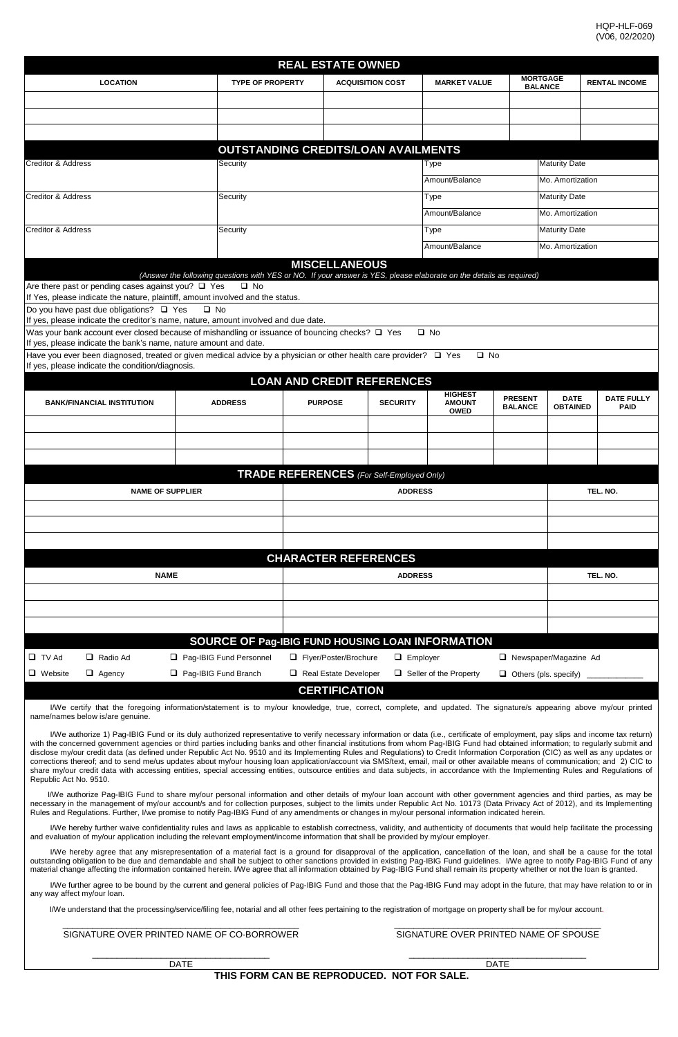HQP-HLF-069
(V06, 02/2020)

## REAL ESTATE OWNED

| LOCATION | TYPE OF PROPERTY | ACQUISITION COST | MARKET VALUE | MORTGAGE BALANCE | RENTAL INCOME |
| --- | --- | --- | --- | --- | --- |
| | | | | | |
| | | | | | |
| | | | | | |

## OUTSTANDING CREDITS/LOAN AVAILMENTS

| | | | |
| --- | --- | --- | --- |
| Creditor & Address | Security | Type | Maturity Date |
| | | Amount/Balance | Mo. Amortization |
| Creditor & Address | Security | Type | Maturity Date |
| | | Amount/Balance | Mo. Amortization |
| Creditor & Address | Security | Type | Maturity Date |
| | | Amount/Balance | Mo. Amortization |

## MISCELLANEOUS

*(Answer the following questions with YES or NO. If your answer is YES, please elaborate on the details as required)*

Are there past or pending cases against you? ❑ Yes ❑ No
If Yes, please indicate the nature, plaintiff, amount involved and the status.

Do you have past due obligations? ❑ Yes ❑ No
If yes, please indicate the creditor's name, nature, amount involved and due date.

Was your bank account ever closed because of mishandling or issuance of bouncing checks? ❑ Yes ❑ No
If yes, please indicate the bank's name, nature amount and date.

Have you ever been diagnosed, treated or given medical advice by a physician or other health care provider? ❑ Yes ❑ No
If yes, please indicate the condition/diagnosis.

## LOAN AND CREDIT REFERENCES

| BANK/FINANCIAL INSTITUTION | ADDRESS | PURPOSE | SECURITY | HIGHEST AMOUNT OWED | PRESENT BALANCE | DATE OBTAINED | DATE FULLY PAID |
| --- | --- | --- | --- | --- | --- | --- | --- |
| | | | | | | | |
| | | | | | | | |
| | | | | | | | |

## TRADE REFERENCES *(For Self-Employed Only)*

| NAME OF SUPPLIER | ADDRESS | TEL. NO. |
| --- | --- | --- |
| | | |
| | | |
| | | |

## CHARACTER REFERENCES

| NAME | ADDRESS | TEL. NO. |
| --- | --- | --- |
| | | |
| | | |
| | | |

## SOURCE OF Pag-IBIG FUND HOUSING LOAN INFORMATION

❑ TV Ad ❑ Radio Ad ❑ Pag-IBIG Fund Personnel ❑ Flyer/Poster/Brochure ❑ Employer ❑ Newspaper/Magazine Ad
❑ Website ❑ Agency ❑ Pag-IBIG Fund Branch ❑ Real Estate Developer ❑ Seller of the Property ❑ Others (pls. specify) _____________

## CERTIFICATION

I/We certify that the foregoing information/statement is to my/our knowledge, true, correct, complete, and updated. The signature/s appearing above my/our printed name/names below is/are genuine.

I/We authorize 1) Pag-IBIG Fund or its duly authorized representative to verify necessary information or data (i.e., certificate of employment, pay slips and income tax return) with the concerned government agencies or third parties including banks and other financial institutions from whom Pag-IBIG Fund had obtained information; to regularly submit and disclose my/our credit data (as defined under Republic Act No. 9510 and its Implementing Rules and Regulations) to Credit Information Corporation (CIC) as well as any updates or corrections thereof; and to send me/us updates about my/our housing loan application/account via SMS/text, email, mail or other available means of communication; and 2) CIC to share my/our credit data with accessing entities, special accessing entities, outsource entities and data subjects, in accordance with the Implementing Rules and Regulations of Republic Act No. 9510.

I/We authorize Pag-IBIG Fund to share my/our personal information and other details of my/our loan account with other government agencies and third parties, as may be necessary in the management of my/our account/s and for collection purposes, subject to the limits under Republic Act No. 10173 (Data Privacy Act of 2012), and its Implementing Rules and Regulations. Further, I/we promise to notify Pag-IBIG Fund of any amendments or changes in my/our personal information indicated herein.

I/We hereby further waive confidentiality rules and laws as applicable to establish correctness, validity, and authenticity of documents that would help facilitate the processing and evaluation of my/our application including the relevant employment/income information that shall be provided by my/our employer.

I/We hereby agree that any misrepresentation of a material fact is a ground for disapproval of the application, cancellation of the loan, and shall be a cause for the total outstanding obligation to be due and demandable and shall be subject to other sanctions provided in existing Pag-IBIG Fund guidelines. I/We agree to notify Pag-IBIG Fund of any material change affecting the information contained herein. I/We agree that all information obtained by Pag-IBIG Fund shall remain its property whether or not the loan is granted.

I/We further agree to be bound by the current and general policies of Pag-IBIG Fund and those that the Pag-IBIG Fund may adopt in the future, that may have relation to or in any way affect my/our loan.

I/We understand that the processing/service/filing fee, notarial and all other fees pertaining to the registration of mortgage on property shall be for my/our account.

_______________________________________________
SIGNATURE OVER PRINTED NAME OF CO-BORROWER

_______________________________________________
SIGNATURE OVER PRINTED NAME OF SPOUSE

___________________________________
DATE

___________________________________
DATE

**THIS FORM CAN BE REPRODUCED. NOT FOR SALE.**